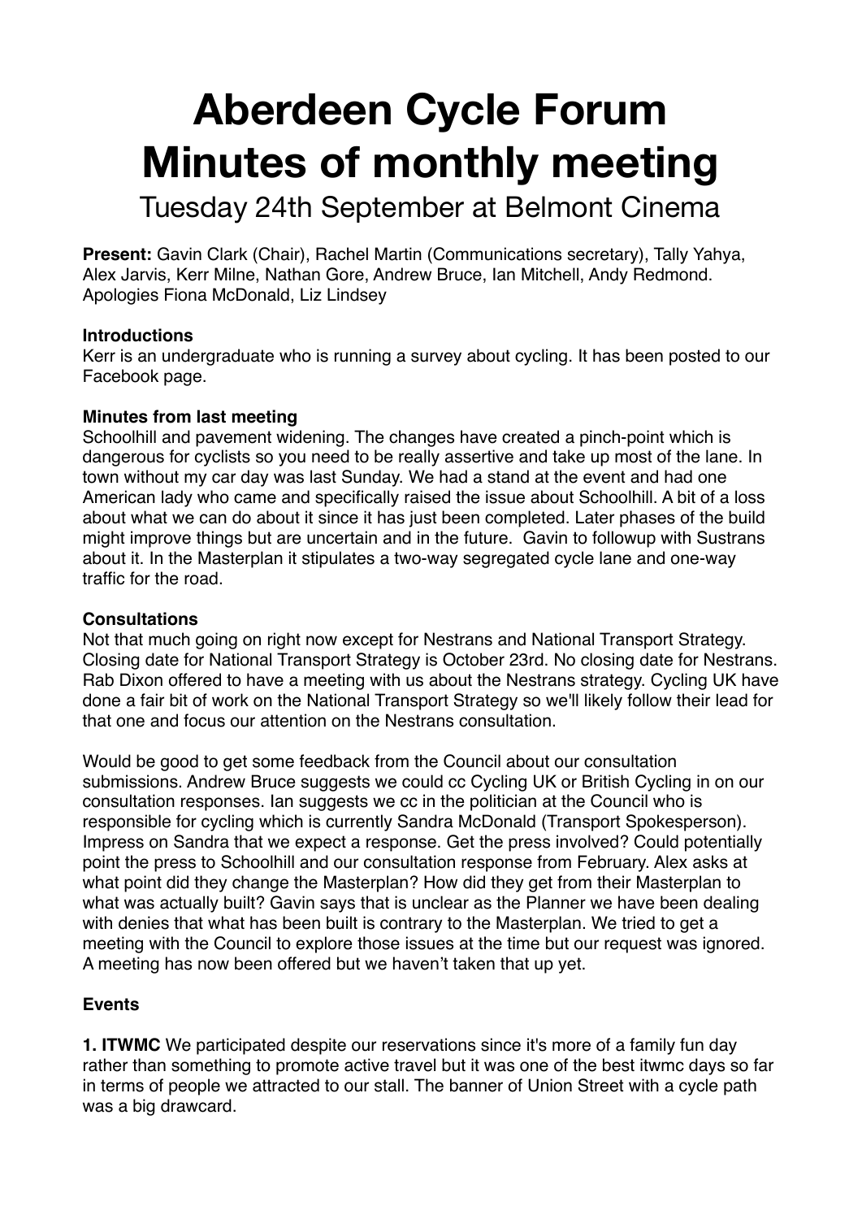# Aberdeen Cycle Forum
# Minutes of monthly meeting

Tuesday 24th September at Belmont Cinema

**Present:** Gavin Clark (Chair), Rachel Martin (Communications secretary), Tally Yahya, Alex Jarvis, Kerr Milne, Nathan Gore, Andrew Bruce, Ian Mitchell, Andy Redmond. Apologies Fiona McDonald, Liz Lindsey

**Introductions**
Kerr is an undergraduate who is running a survey about cycling. It has been posted to our Facebook page.

**Minutes from last meeting**
Schoolhill and pavement widening. The changes have created a pinch-point which is dangerous for cyclists so you need to be really assertive and take up most of the lane. In town without my car day was last Sunday. We had a stand at the event and had one American lady who came and specifically raised the issue about Schoolhill. A bit of a loss about what we can do about it since it has just been completed. Later phases of the build might improve things but are uncertain and in the future. Gavin to followup with Sustrans about it. In the Masterplan it stipulates a two-way segregated cycle lane and one-way traffic for the road.

**Consultations**
Not that much going on right now except for Nestrans and National Transport Strategy. Closing date for National Transport Strategy is October 23rd. No closing date for Nestrans. Rab Dixon offered to have a meeting with us about the Nestrans strategy. Cycling UK have done a fair bit of work on the National Transport Strategy so we'll likely follow their lead for that one and focus our attention on the Nestrans consultation.

Would be good to get some feedback from the Council about our consultation submissions. Andrew Bruce suggests we could cc Cycling UK or British Cycling in on our consultation responses. Ian suggests we cc in the politician at the Council who is responsible for cycling which is currently Sandra McDonald (Transport Spokesperson). Impress on Sandra that we expect a response. Get the press involved? Could potentially point the press to Schoolhill and our consultation response from February. Alex asks at what point did they change the Masterplan? How did they get from their Masterplan to what was actually built? Gavin says that is unclear as the Planner we have been dealing with denies that what has been built is contrary to the Masterplan. We tried to get a meeting with the Council to explore those issues at the time but our request was ignored. A meeting has now been offered but we haven't taken that up yet.

**Events**

**1. ITWMC** We participated despite our reservations since it's more of a family fun day rather than something to promote active travel but it was one of the best itwmc days so far in terms of people we attracted to our stall. The banner of Union Street with a cycle path was a big drawcard.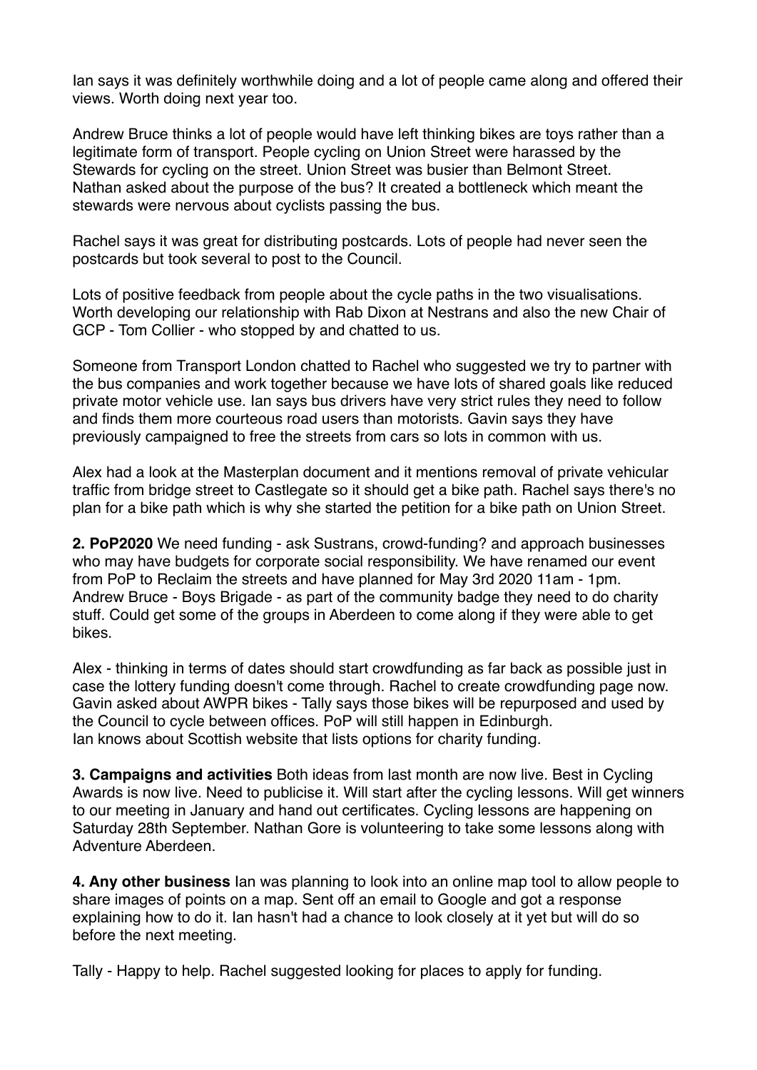Ian says it was definitely worthwhile doing and a lot of people came along and offered their views. Worth doing next year too.

Andrew Bruce thinks a lot of people would have left thinking bikes are toys rather than a legitimate form of transport. People cycling on Union Street were harassed by the Stewards for cycling on the street. Union Street was busier than Belmont Street. Nathan asked about the purpose of the bus? It created a bottleneck which meant the stewards were nervous about cyclists passing the bus.

Rachel says it was great for distributing postcards. Lots of people had never seen the postcards but took several to post to the Council.

Lots of positive feedback from people about the cycle paths in the two visualisations. Worth developing our relationship with Rab Dixon at Nestrans and also the new Chair of GCP - Tom Collier - who stopped by and chatted to us.

Someone from Transport London chatted to Rachel who suggested we try to partner with the bus companies and work together because we have lots of shared goals like reduced private motor vehicle use. Ian says bus drivers have very strict rules they need to follow and finds them more courteous road users than motorists. Gavin says they have previously campaigned to free the streets from cars so lots in common with us.

Alex had a look at the Masterplan document and it mentions removal of private vehicular traffic from bridge street to Castlegate so it should get a bike path. Rachel says there's no plan for a bike path which is why she started the petition for a bike path on Union Street.

**2. PoP2020** We need funding - ask Sustrans, crowd-funding? and approach businesses who may have budgets for corporate social responsibility. We have renamed our event from PoP to Reclaim the streets and have planned for May 3rd 2020 11am - 1pm. Andrew Bruce - Boys Brigade - as part of the community badge they need to do charity stuff. Could get some of the groups in Aberdeen to come along if they were able to get bikes.

Alex - thinking in terms of dates should start crowdfunding as far back as possible just in case the lottery funding doesn't come through. Rachel to create crowdfunding page now. Gavin asked about AWPR bikes - Tally says those bikes will be repurposed and used by the Council to cycle between offices. PoP will still happen in Edinburgh.
Ian knows about Scottish website that lists options for charity funding.

**3. Campaigns and activities** Both ideas from last month are now live. Best in Cycling Awards is now live. Need to publicise it. Will start after the cycling lessons. Will get winners to our meeting in January and hand out certificates. Cycling lessons are happening on Saturday 28th September. Nathan Gore is volunteering to take some lessons along with Adventure Aberdeen.

**4. Any other business** Ian was planning to look into an online map tool to allow people to share images of points on a map. Sent off an email to Google and got a response explaining how to do it. Ian hasn't had a chance to look closely at it yet but will do so before the next meeting.

Tally - Happy to help. Rachel suggested looking for places to apply for funding.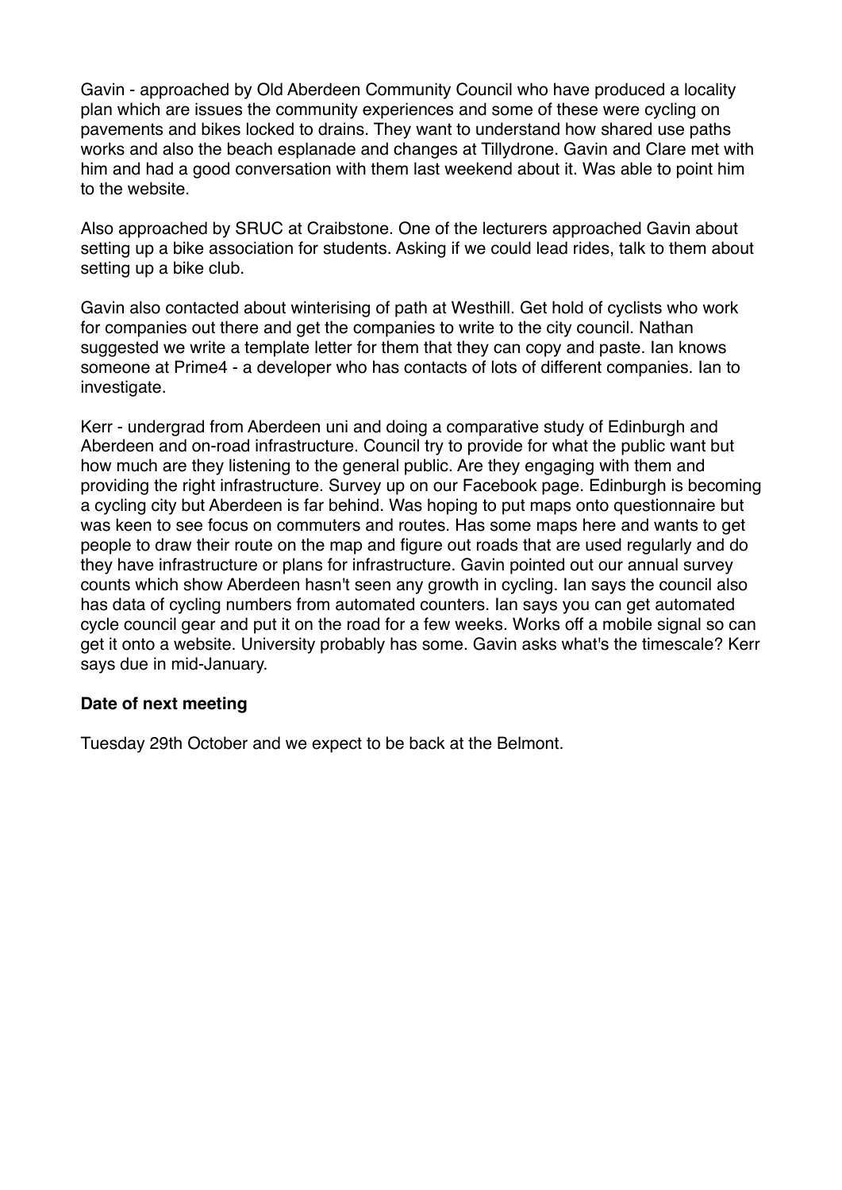Gavin - approached by Old Aberdeen Community Council who have produced a locality plan which are issues the community experiences and some of these were cycling on pavements and bikes locked to drains. They want to understand how shared use paths works and also the beach esplanade and changes at Tillydrone. Gavin and Clare met with him and had a good conversation with them last weekend about it. Was able to point him to the website.

Also approached by SRUC at Craibstone. One of the lecturers approached Gavin about setting up a bike association for students. Asking if we could lead rides, talk to them about setting up a bike club.

Gavin also contacted about winterising of path at Westhill. Get hold of cyclists who work for companies out there and get the companies to write to the city council. Nathan suggested we write a template letter for them that they can copy and paste. Ian knows someone at Prime4 - a developer who has contacts of lots of different companies. Ian to investigate.

Kerr - undergrad from Aberdeen uni and doing a comparative study of Edinburgh and Aberdeen and on-road infrastructure. Council try to provide for what the public want but how much are they listening to the general public. Are they engaging with them and providing the right infrastructure. Survey up on our Facebook page. Edinburgh is becoming a cycling city but Aberdeen is far behind. Was hoping to put maps onto questionnaire but was keen to see focus on commuters and routes. Has some maps here and wants to get people to draw their route on the map and figure out roads that are used regularly and do they have infrastructure or plans for infrastructure. Gavin pointed out our annual survey counts which show Aberdeen hasn't seen any growth in cycling. Ian says the council also has data of cycling numbers from automated counters. Ian says you can get automated cycle council gear and put it on the road for a few weeks. Works off a mobile signal so can get it onto a website. University probably has some. Gavin asks what's the timescale? Kerr says due in mid-January.

**Date of next meeting**

Tuesday 29th October and we expect to be back at the Belmont.